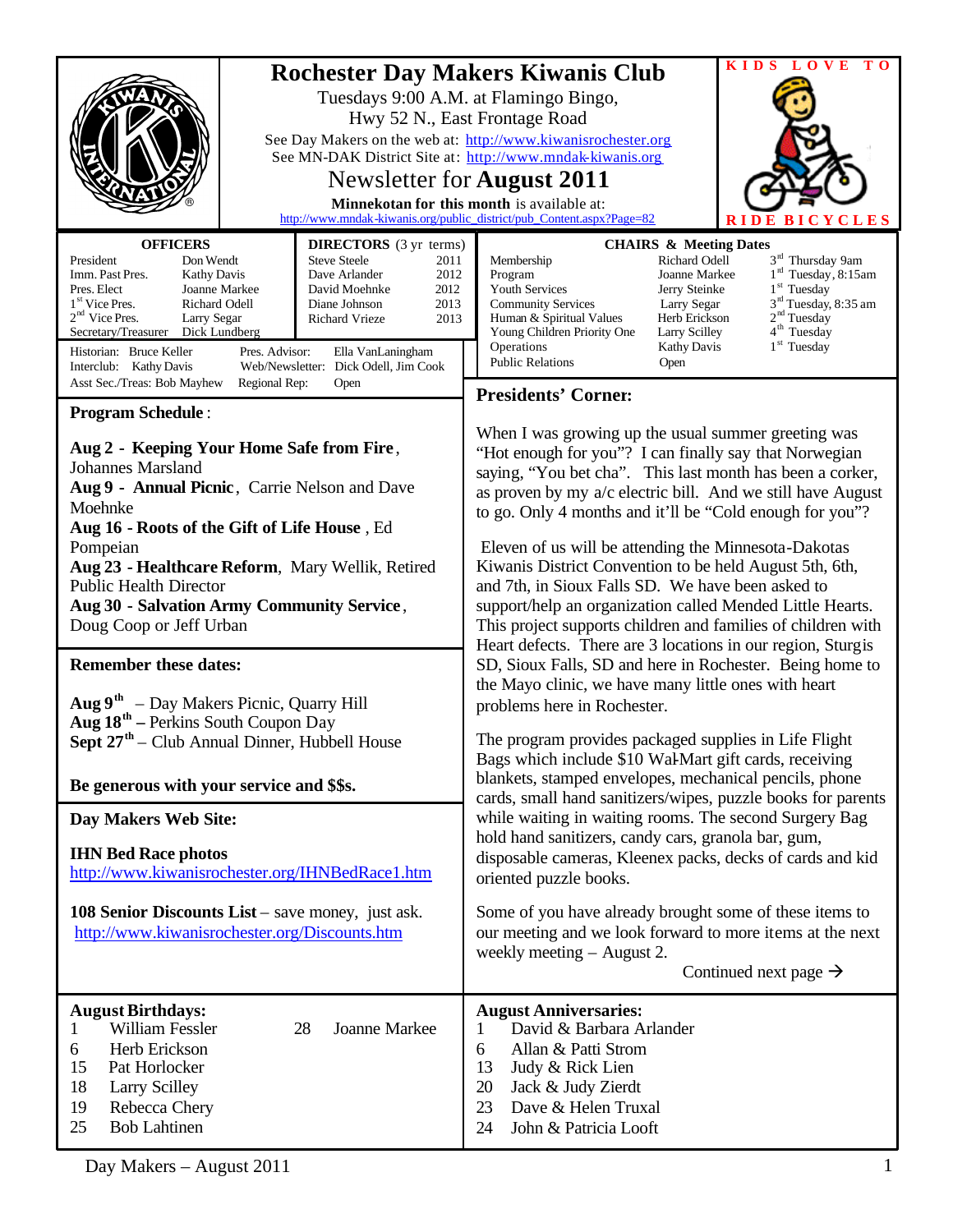# Rochester Day Makers Kiwanis Club

Tuesdays 9:00 A.M. at Flamingo Bingo,
Hwy 52 N., East Frontage Road

See Day Makers on the web at: http://www.kiwanisrochester.org
See MN-DAK District Site at: http://www.mndak-kiwanis.org

## Newsletter for **August 2011**

**Minnekotan for this month** is available at:
http://www.mndak-kiwanis.org/public_district/pub_Content.aspx?Page=82

KIDS LOVE TO RIDE BICYCLES

| OFFICERS | |
|---|---|
| President | Don Wendt |
| Imm. Past Pres. | Kathy Davis |
| Pres. Elect | Joanne Markee |
| 1st Vice Pres. | Richard Odell |
| 2nd Vice Pres. | Larry Segar |
| Secretary/Treasurer | Dick Lundberg |

| DIRECTORS (3 yr terms) | |
|---|---|
| Steve Steele | 2011 |
| Dave Arlander | 2012 |
| David Moehnke | 2012 |
| Diane Johnson | 2013 |
| Richard Vrieze | 2013 |

Historian: Bruce Keller — Pres. Advisor: Ella VanLaningham
Interclub: Kathy Davis — Web/Newsletter: Dick Odell, Jim Cook
Asst Sec./Treas: Bob Mayhew — Regional Rep: Open

| CHAIRS & Meeting Dates | | |
|---|---|---|
| Membership | Richard Odell | 3rd Thursday 9am |
| Program | Joanne Markee | 1st Tuesday, 8:15am |
| Youth Services | Jerry Steinke | 1st Tuesday |
| Community Services | Larry Segar | 3rd Tuesday, 8:35 am |
| Human & Spiritual Values | Herb Erickson | 2nd Tuesday |
| Young Children Priority One | Larry Scilley | 4th Tuesday |
| Operations | Kathy Davis | 1st Tuesday |
| Public Relations | Open | |

### Program Schedule:

**Aug 2 - Keeping Your Home Safe from Fire**, Johannes Marsland
**Aug 9 - Annual Picnic**, Carrie Nelson and Dave Moehnke
**Aug 16 - Roots of the Gift of Life House**, Ed Pompeian
**Aug 23 - Healthcare Reform**, Mary Wellik, Retired Public Health Director
**Aug 30 - Salvation Army Community Service**, Doug Coop or Jeff Urban

### Remember these dates:

**Aug 9th** – Day Makers Picnic, Quarry Hill
**Aug 18th** – Perkins South Coupon Day
**Sept 27th** – Club Annual Dinner, Hubbell House

**Be generous with your service and $$s.**

### Day Makers Web Site:

**IHN Bed Race photos**
http://www.kiwanisrochester.org/IHNBedRace1.htm

**108 Senior Discounts List** – save money, just ask.
http://www.kiwanisrochester.org/Discounts.htm

### Presidents' Corner:

When I was growing up the usual summer greeting was "Hot enough for you"? I can finally say that Norwegian saying, "You bet cha". This last month has been a corker, as proven by my a/c electric bill. And we still have August to go. Only 4 months and it'll be "Cold enough for you"?

Eleven of us will be attending the Minnesota-Dakotas Kiwanis District Convention to be held August 5th, 6th, and 7th, in Sioux Falls SD. We have been asked to support/help an organization called Mended Little Hearts. This project supports children and families of children with Heart defects. There are 3 locations in our region, Sturgis SD, Sioux Falls, SD and here in Rochester. Being home to the Mayo clinic, we have many little ones with heart problems here in Rochester.

The program provides packaged supplies in Life Flight Bags which include $10 Wal-Mart gift cards, receiving blankets, stamped envelopes, mechanical pencils, phone cards, small hand sanitizers/wipes, puzzle books for parents while waiting in waiting rooms. The second Surgery Bag hold hand sanitizers, candy cars, granola bar, gum, disposable cameras, Kleenex packs, decks of cards and kid oriented puzzle books.

Some of you have already brought some of these items to our meeting and we look forward to more items at the next weekly meeting – August 2.

Continued next page →

### August Birthdays:

| | |
|---|---|
| 1 | William Fessler |
| 6 | Herb Erickson |
| 15 | Pat Horlocker |
| 18 | Larry Scilley |
| 19 | Rebecca Chery |
| 25 | Bob Lahtinen |
| 28 | Joanne Markee |

### August Anniversaries:

| | |
|---|---|
| 1 | David & Barbara Arlander |
| 6 | Allan & Patti Strom |
| 13 | Judy & Rick Lien |
| 20 | Jack & Judy Zierdt |
| 23 | Dave & Helen Truxal |
| 24 | John & Patricia Looft |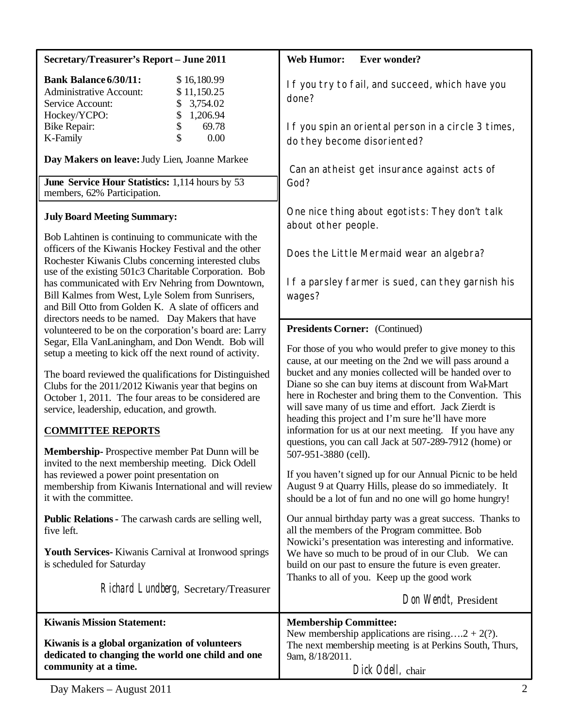## Secretary/Treasurer's Report – June 2011

| **Bank Balance 6/30/11:** | $ 16,180.99 |
| --- | --- |
| Administrative Account: | $ 11,150.25 |
| Service Account: | $ 3,754.02 |
| Hockey/YCPO: | $ 1,206.94 |
| Bike Repair: | $ 69.78 |
| K-Family | $ 0.00 |

**Day Makers on leave:** Judy Lien, Joanne Markee

**June Service Hour Statistics:** 1,114 hours by 53 members, 62% Participation.

**July Board Meeting Summary:**

Bob Lahtinen is continuing to communicate with the officers of the Kiwanis Hockey Festival and the other Rochester Kiwanis Clubs concerning interested clubs use of the existing 501c3 Charitable Corporation. Bob has communicated with Erv Nehring from Downtown, Bill Kalmes from West, Lyle Solem from Sunrisers, and Bill Otto from Golden K. A slate of officers and directors needs to be named. Day Makers that have volunteered to be on the corporation's board are: Larry Segar, Ella VanLaningham, and Don Wendt. Bob will setup a meeting to kick off the next round of activity.

The board reviewed the qualifications for Distinguished Clubs for the 2011/2012 Kiwanis year that begins on October 1, 2011. The four areas to be considered are service, leadership, education, and growth.

**COMMITTEE REPORTS**

**Membership-** Prospective member Pat Dunn will be invited to the next membership meeting. Dick Odell has reviewed a power point presentation on membership from Kiwanis International and will review it with the committee.

**Public Relations -** The carwash cards are selling well, five left.

**Youth Services-** Kiwanis Carnival at Ironwood springs is scheduled for Saturday

*Richard Lundberg*, Secretary/Treasurer

## Web Humor: Ever wonder?

If you try to fail, and succeed, which have you done?

If you spin an oriental person in a circle 3 times, do they become disoriented?

Can an atheist get insurance against acts of God?

One nice thing about egotists: They don't talk about other people.

Does the Little Mermaid wear an algebra?

If a parsley farmer is sued, can they garnish his wages?

## Presidents Corner: (Continued)

For those of you who would prefer to give money to this cause, at our meeting on the 2nd we will pass around a bucket and any monies collected will be handed over to Diane so she can buy items at discount from Wal-Mart here in Rochester and bring them to the Convention. This will save many of us time and effort. Jack Zierdt is heading this project and I'm sure he'll have more information for us at our next meeting. If you have any questions, you can call Jack at 507-289-7912 (home) or 507-951-3880 (cell).

If you haven't signed up for our Annual Picnic to be held August 9 at Quarry Hills, please do so immediately. It should be a lot of fun and no one will go home hungry!

Our annual birthday party was a great success. Thanks to all the members of the Program committee. Bob Nowicki's presentation was interesting and informative. We have so much to be proud of in our Club. We can build on our past to ensure the future is even greater. Thanks to all of you. Keep up the good work

*Don Wendt*, President

## Kiwanis Mission Statement:

**Kiwanis is a global organization of volunteers dedicated to changing the world one child and one community at a time.**

## Membership Committee:

New membership applications are rising….2 + 2(?). The next membership meeting is at Perkins South, Thurs, 9am, 8/18/2011.

*Dick Odell*, chair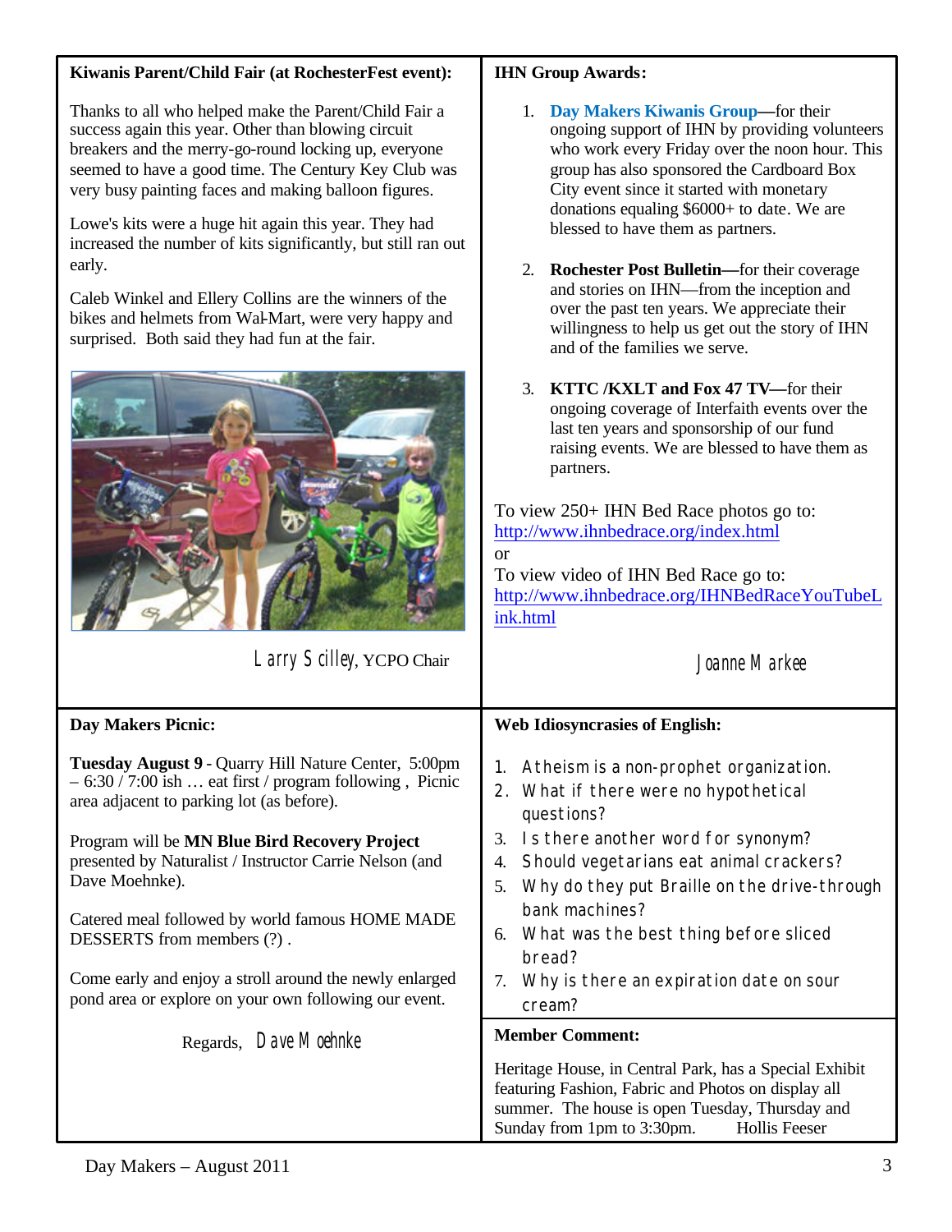**Kiwanis Parent/Child Fair (at RochesterFest event):**

Thanks to all who helped make the Parent/Child Fair a success again this year. Other than blowing circuit breakers and the merry-go-round locking up, everyone seemed to have a good time. The Century Key Club was very busy painting faces and making balloon figures.

Lowe's kits were a huge hit again this year. They had increased the number of kits significantly, but still ran out early.

Caleb Winkel and Ellery Collins are the winners of the bikes and helmets from Wal-Mart, were very happy and surprised. Both said they had fun at the fair.

Larry Scilley, YCPO Chair

**IHN Group Awards:**

1. **Day Makers Kiwanis Group—**for their ongoing support of IHN by providing volunteers who work every Friday over the noon hour. This group has also sponsored the Cardboard Box City event since it started with monetary donations equaling $6000+ to date. We are blessed to have them as partners.
2. **Rochester Post Bulletin—**for their coverage and stories on IHN—from the inception and over the past ten years. We appreciate their willingness to help us get out the story of IHN and of the families we serve.
3. **KTTC /KXLT and Fox 47 TV—**for their ongoing coverage of Interfaith events over the last ten years and sponsorship of our fund raising events. We are blessed to have them as partners.

To view 250+ IHN Bed Race photos go to:
http://www.ihnbedrace.org/index.html
or
To view video of IHN Bed Race go to:
http://www.ihnbedrace.org/IHNBedRaceYouTubeLink.html

Joanne Markee

**Day Makers Picnic:**

**Tuesday August 9** - Quarry Hill Nature Center, 5:00pm – 6:30 / 7:00 ish … eat first / program following , Picnic area adjacent to parking lot (as before).

Program will be **MN Blue Bird Recovery Project** presented by Naturalist / Instructor Carrie Nelson (and Dave Moehnke).

Catered meal followed by world famous HOME MADE DESSERTS from members (?) .

Come early and enjoy a stroll around the newly enlarged pond area or explore on your own following our event.

Regards, Dave Moehnke

**Web Idiosyncrasies of English:**

1. Atheism is a non-prophet organization.
2. What if there were no hypothetical questions?
3. Is there another word for synonym?
4. Should vegetarians eat animal crackers?
5. Why do they put Braille on the drive-through bank machines?
6. What was the best thing before sliced bread?
7. Why is there an expiration date on sour cream?

**Member Comment:**

Heritage House, in Central Park, has a Special Exhibit featuring Fashion, Fabric and Photos on display all summer. The house is open Tuesday, Thursday and Sunday from 1pm to 3:30pm. Hollis Feeser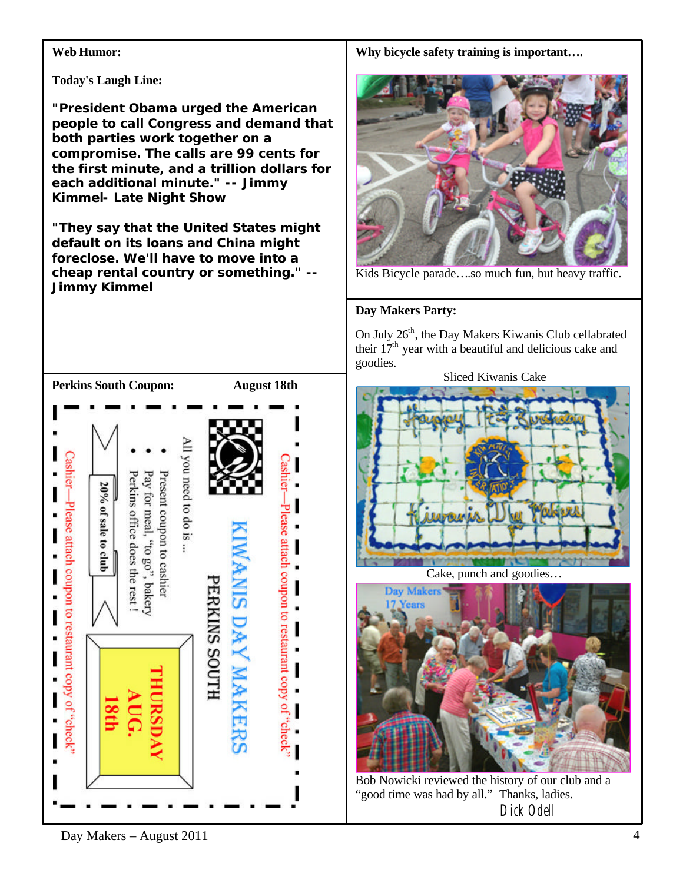**Web Humor:**

**Today's Laugh Line:**

**"President Obama urged the American people to call Congress and demand that both parties work together on a compromise. The calls are 99 cents for the first minute, and a trillion dollars for each additional minute." -- Jimmy Kimmel- Late Night Show**

**"They say that the United States might default on its loans and China might foreclose. We'll have to move into a cheap rental country or something." -- Jimmy Kimmel**

**Perkins South Coupon:** **August 18th**

KIWANIS DAY MAKERS

PERKINS SOUTH

All you need to do is ...

- Present coupon to cashier
- Pay for meal, "to go", bakery
- Perkins office does the rest !

20% of sale to club

THURSDAY AUG. 18th

Cashier—Please attach coupon to restaurant copy of "check"

Cashier—Please attach coupon to restaurant copy of "check"

**Why bicycle safety training is important….**

Kids Bicycle parade….so much fun, but heavy traffic.

**Day Makers Party:**

On July 26th, the Day Makers Kiwanis Club cellabrated their 17th year with a beautiful and delicious cake and goodies.

Sliced Kiwanis Cake

Cake, punch and goodies…

Bob Nowicki reviewed the history of our club and a "good time was had by all." Thanks, ladies.

Dick Odell